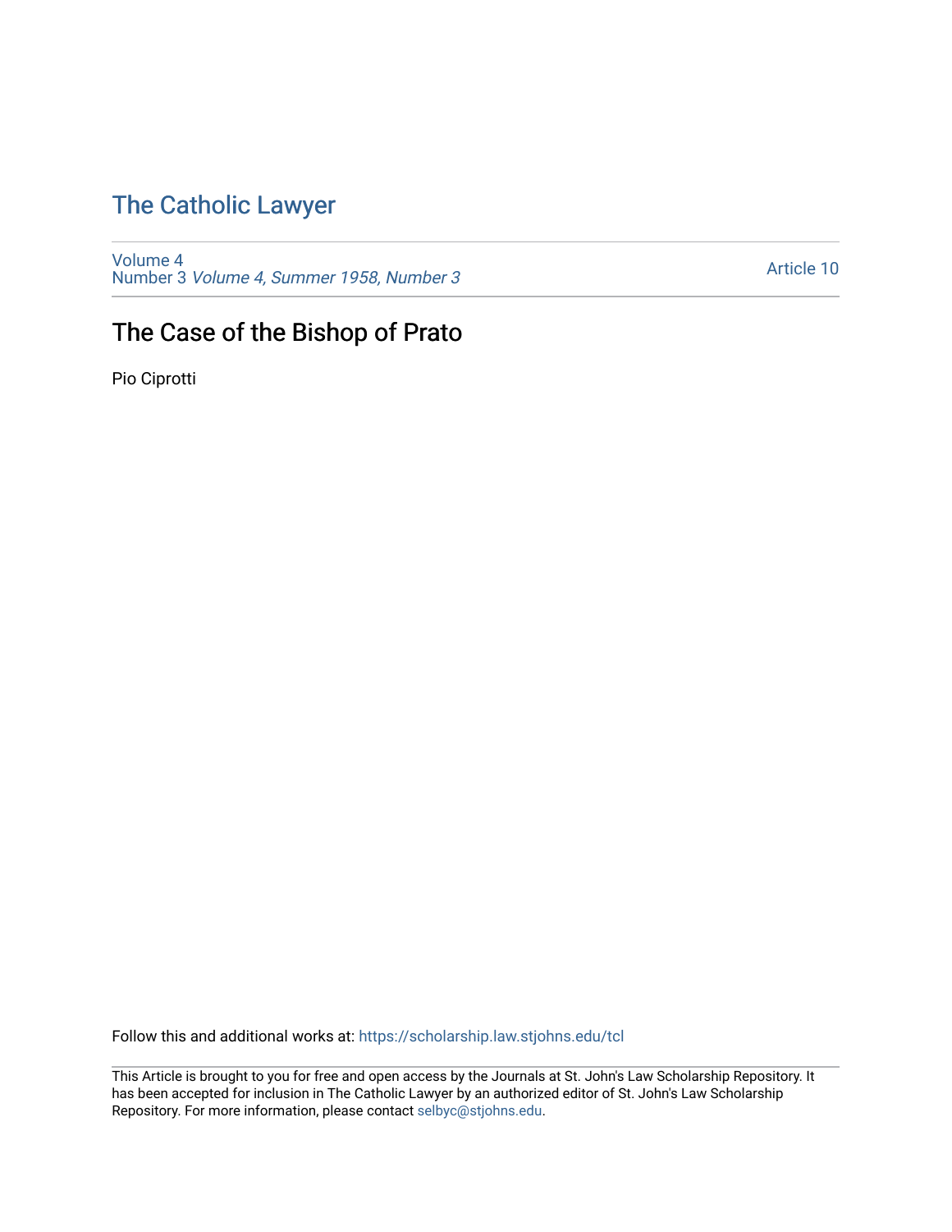# The Catholic Lawyer

Volume 4
Number 3 *Volume 4, Summer 1958, Number 3*

Article 10

## The Case of the Bishop of Prato

Pio Ciprotti

Follow this and additional works at: https://scholarship.law.stjohns.edu/tcl

This Article is brought to you for free and open access by the Journals at St. John's Law Scholarship Repository. It has been accepted for inclusion in The Catholic Lawyer by an authorized editor of St. John's Law Scholarship Repository. For more information, please contact selbyc@stjohns.edu.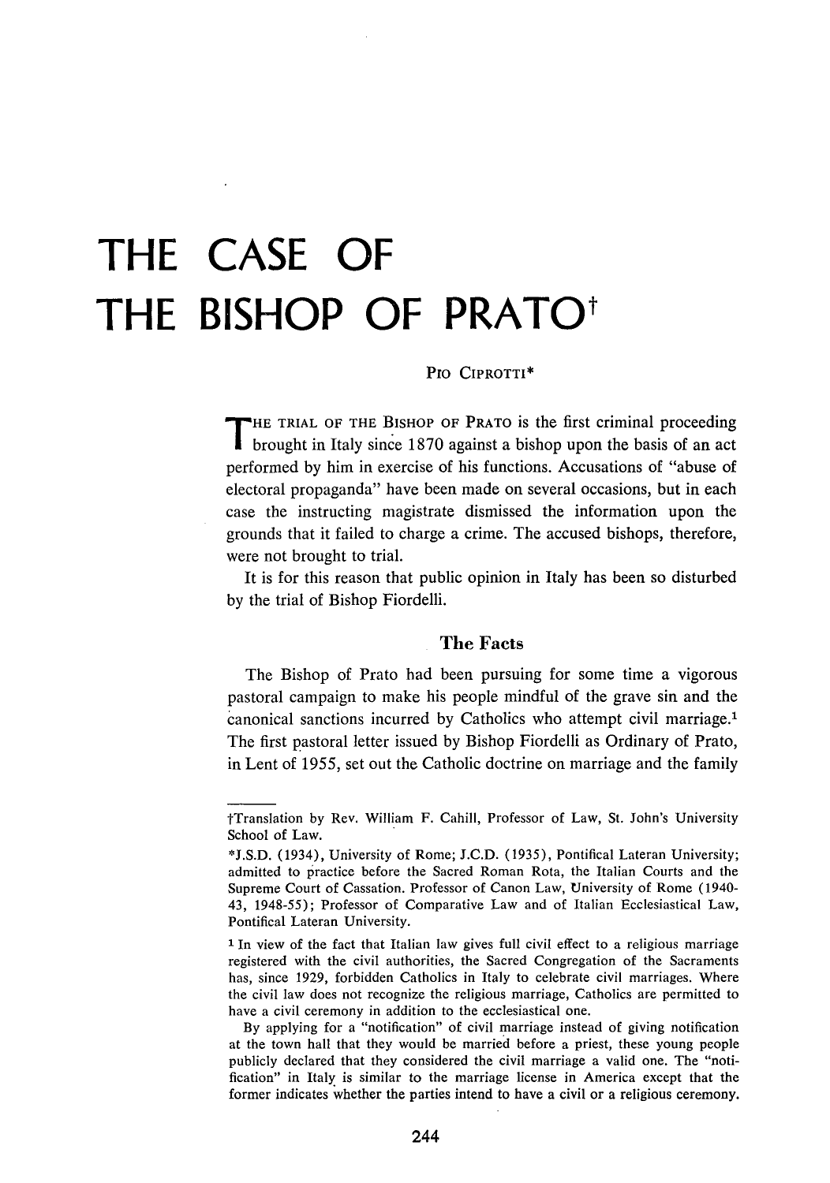# THE CASE OF THE BISHOP OF PRATO†

PIO CIPROTTI*

THE TRIAL OF THE BISHOP OF PRATO is the first criminal proceeding brought in Italy since 1870 against a bishop upon the basis of an act performed by him in exercise of his functions. Accusations of "abuse of electoral propaganda" have been made on several occasions, but in each case the instructing magistrate dismissed the information upon the grounds that it failed to charge a crime. The accused bishops, therefore, were not brought to trial.

It is for this reason that public opinion in Italy has been so disturbed by the trial of Bishop Fiordelli.

## The Facts

The Bishop of Prato had been pursuing for some time a vigorous pastoral campaign to make his people mindful of the grave sin and the canonical sanctions incurred by Catholics who attempt civil marriage.[1] The first pastoral letter issued by Bishop Fiordelli as Ordinary of Prato, in Lent of 1955, set out the Catholic doctrine on marriage and the family

---

†Translation by Rev. William F. Cahill, Professor of Law, St. John's University School of Law.

*J.S.D. (1934), University of Rome; J.C.D. (1935), Pontifical Lateran University; admitted to practice before the Sacred Roman Rota, the Italian Courts and the Supreme Court of Cassation. Professor of Canon Law, University of Rome (1940-43, 1948-55); Professor of Comparative Law and of Italian Ecclesiastical Law, Pontifical Lateran University.

[1] In view of the fact that Italian law gives full civil effect to a religious marriage registered with the civil authorities, the Sacred Congregation of the Sacraments has, since 1929, forbidden Catholics in Italy to celebrate civil marriages. Where the civil law does not recognize the religious marriage, Catholics are permitted to have a civil ceremony in addition to the ecclesiastical one.

By applying for a "notification" of civil marriage instead of giving notification at the town hall that they would be married before a priest, these young people publicly declared that they considered the civil marriage a valid one. The "notification" in Italy is similar to the marriage license in America except that the former indicates whether the parties intend to have a civil or a religious ceremony.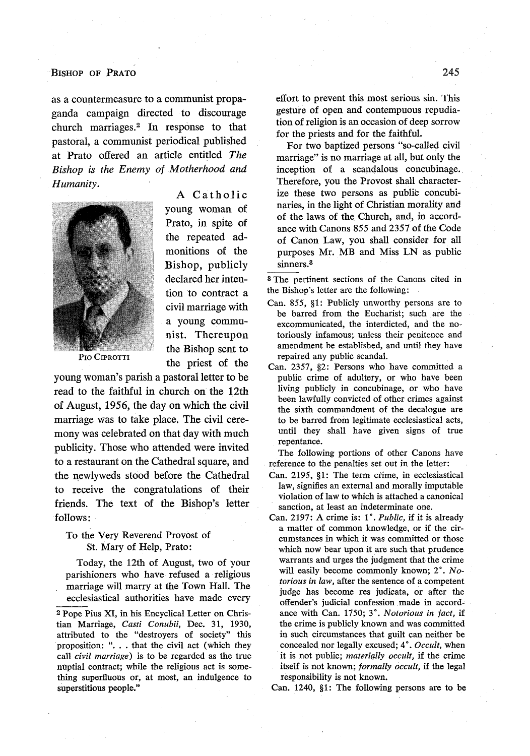as a countermeasure to a communist propaganda campaign directed to discourage church marriages.[2] In response to that pastoral, a communist periodical published at Prato offered an article entitled *The Bishop is the Enemy of Motherhood and Humanity*.

PIO CIPROTTI

A Catholic young woman of Prato, in spite of the repeated admonitions of the Bishop, publicly declared her intention to contract a civil marriage with a young communist. Thereupon the Bishop sent to the priest of the young woman's parish a pastoral letter to be read to the faithful in church on the 12th of August, 1956, the day on which the civil marriage was to take place. The civil ceremony was celebrated on that day with much publicity. Those who attended were invited to a restaurant on the Cathedral square, and the newlyweds stood before the Cathedral to receive the congratulations of their friends. The text of the Bishop's letter follows:

> To the Very Reverend Provost of St. Mary of Help, Prato:
>
> Today, the 12th of August, two of your parishioners who have refused a religious marriage will marry at the Town Hall. The ecclesiastical authorities have made every effort to prevent this most serious sin. This gesture of open and contemptuous repudiation of religion is an occasion of deep sorrow for the priests and for the faithful.
>
> For two baptized persons "so-called civil marriage" is no marriage at all, but only the inception of a scandalous concubinage. Therefore, you the Provost shall characterize these two persons as public concubinaries, in the light of Christian morality and of the laws of the Church, and, in accordance with Canons 855 and 2357 of the Code of Canon Law, you shall consider for all purposes Mr. MB and Miss LN as public sinners.[3]

---

[2] Pope Pius XI, in his Encyclical Letter on Christian Marriage, *Casti Conubii*, Dec. 31, 1930, attributed to the "destroyers of society" this proposition: ". . . that the civil act (which they call *civil marriage*) is to be regarded as the true nuptial contract; while the religious act is something superfluous or, at most, an indulgence to superstitious people."

[3] The pertinent sections of the Canons cited in the Bishop's letter are the following:

Can. 855, §1: Publicly unworthy persons are to be barred from the Eucharist; such are the excommunicated, the interdicted, and the notoriously infamous; unless their penitence and amendment be established, and until they have repaired any public scandal.

Can. 2357, §2: Persons who have committed a public crime of adultery, or who have been living publicly in concubinage, or who have been lawfully convicted of other crimes against the sixth commandment of the decalogue are to be barred from legitimate ecclesiastical acts, until they shall have given signs of true repentance.

The following portions of other Canons have reference to the penalties set out in the letter:

Can. 2195, §1: The term crime, in ecclesiastical law, signifies an external and morally imputable violation of law to which is attached a canonical sanction, at least an indeterminate one.

Can. 2197: A crime is: 1°. *Public,* if it is already a matter of common knowledge, or if the circumstances in which it was committed or those which now bear upon it are such that prudence warrants and urges the judgment that the crime will easily become commonly known; 2°. *Notorious in law,* after the sentence of a competent judge has become res judicata, or after the offender's judicial confession made in accordance with Can. 1750; 3°. *Notorious in fact,* if the crime is publicly known and was committed in such circumstances that guilt can neither be concealed nor legally excused; 4°. *Occult,* when it is not public; *materially occult,* if the crime itself is not known; *formally occult,* if the legal responsibility is not known.

Can. 1240, §1: The following persons are to be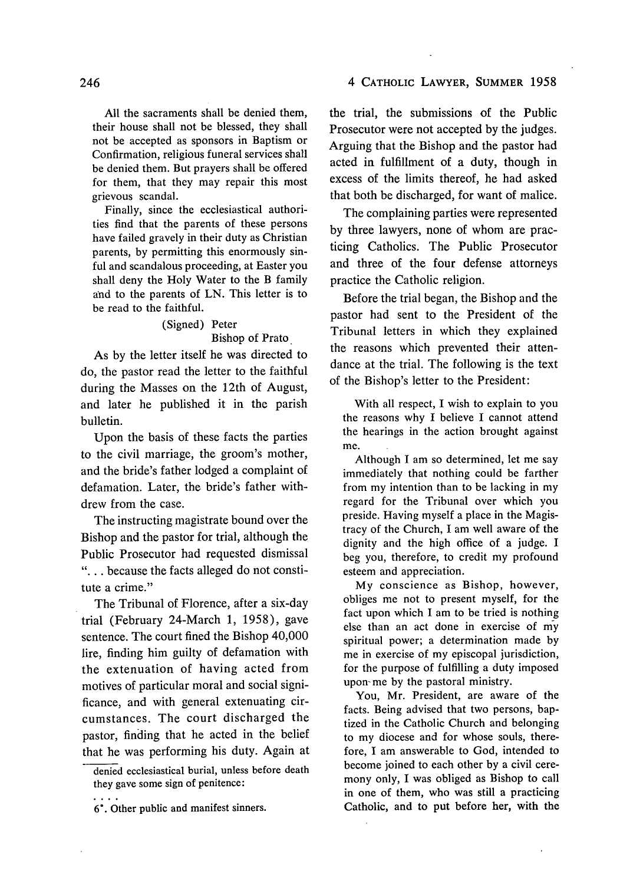> All the sacraments shall be denied them, their house shall not be blessed, they shall not be accepted as sponsors in Baptism or Confirmation, religious funeral services shall be denied them. But prayers shall be offered for them, that they may repair this most grievous scandal.
>
> Finally, since the ecclesiastical authorities find that the parents of these persons have failed gravely in their duty as Christian parents, by permitting this enormously sinful and scandalous proceeding, at Easter you shall deny the Holy Water to the B family and to the parents of LN. This letter is to be read to the faithful.
>
> (Signed) Peter
> Bishop of Prato

As by the letter itself he was directed to do, the pastor read the letter to the faithful during the Masses on the 12th of August, and later he published it in the parish bulletin.

Upon the basis of these facts the parties to the civil marriage, the groom's mother, and the bride's father lodged a complaint of defamation. Later, the bride's father withdrew from the case.

The instructing magistrate bound over the Bishop and the pastor for trial, although the Public Prosecutor had requested dismissal "... because the facts alleged do not constitute a crime."

The Tribunal of Florence, after a six-day trial (February 24-March 1, 1958), gave sentence. The court fined the Bishop 40,000 lire, finding him guilty of defamation with the extenuation of having acted from motives of particular moral and social significance, and with general extenuating circumstances. The court discharged the pastor, finding that he acted in the belief that he was performing his duty. Again at the trial, the submissions of the Public Prosecutor were not accepted by the judges. Arguing that the Bishop and the pastor had acted in fulfillment of a duty, though in excess of the limits thereof, he had asked that both be discharged, for want of malice.

The complaining parties were represented by three lawyers, none of whom are practicing Catholics. The Public Prosecutor and three of the four defense attorneys practice the Catholic religion.

Before the trial began, the Bishop and the pastor had sent to the President of the Tribunal letters in which they explained the reasons which prevented their attendance at the trial. The following is the text of the Bishop's letter to the President:

> With all respect, I wish to explain to you the reasons why I believe I cannot attend the hearings in the action brought against me.
>
> Although I am so determined, let me say immediately that nothing could be farther from my intention than to be lacking in my regard for the Tribunal over which you preside. Having myself a place in the Magistracy of the Church, I am well aware of the dignity and the high office of a judge. I beg you, therefore, to credit my profound esteem and appreciation.
>
> My conscience as Bishop, however, obliges me not to present myself, for the fact upon which I am to be tried is nothing else than an act done in exercise of my spiritual power; a determination made by me in exercise of my episcopal jurisdiction, for the purpose of fulfilling a duty imposed upon me by the pastoral ministry.
>
> You, Mr. President, are aware of the facts. Being advised that two persons, baptized in the Catholic Church and belonging to my diocese and for whose souls, therefore, I am answerable to God, intended to become joined to each other by a civil ceremony only, I was obliged as Bishop to call in one of them, who was still a practicing Catholic, and to put before her, with the

denied ecclesiastical burial, unless before death they gave some sign of penitence:

. . . .

6°. Other public and manifest sinners.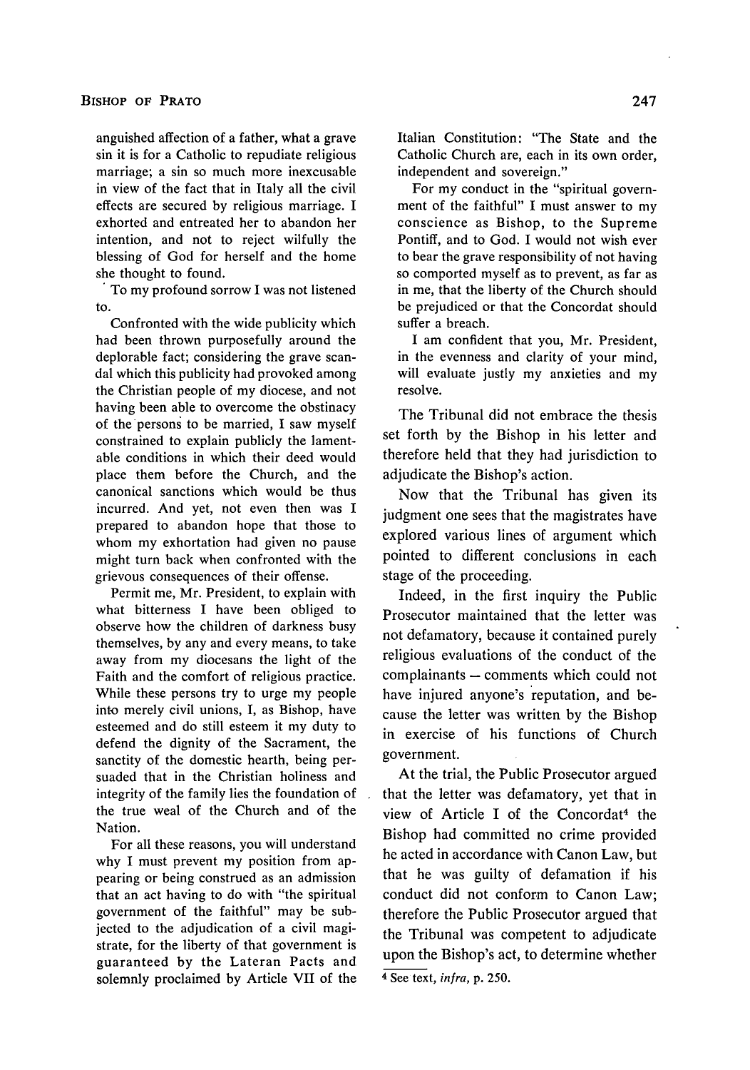anguished affection of a father, what a grave sin it is for a Catholic to repudiate religious marriage; a sin so much more inexcusable in view of the fact that in Italy all the civil effects are secured by religious marriage. I exhorted and entreated her to abandon her intention, and not to reject wilfully the blessing of God for herself and the home she thought to found.

To my profound sorrow I was not listened to.

Confronted with the wide publicity which had been thrown purposefully around the deplorable fact; considering the grave scandal which this publicity had provoked among the Christian people of my diocese, and not having been able to overcome the obstinacy of the persons to be married, I saw myself constrained to explain publicly the lamentable conditions in which their deed would place them before the Church, and the canonical sanctions which would be thus incurred. And yet, not even then was I prepared to abandon hope that those to whom my exhortation had given no pause might turn back when confronted with the grievous consequences of their offense.

Permit me, Mr. President, to explain with what bitterness I have been obliged to observe how the children of darkness busy themselves, by any and every means, to take away from my diocesans the light of the Faith and the comfort of religious practice. While these persons try to urge my people into merely civil unions, I, as Bishop, have esteemed and do still esteem it my duty to defend the dignity of the Sacrament, the sanctity of the domestic hearth, being persuaded that in the Christian holiness and integrity of the family lies the foundation of the true weal of the Church and of the Nation.

For all these reasons, you will understand why I must prevent my position from appearing or being construed as an admission that an act having to do with "the spiritual government of the faithful" may be subjected to the adjudication of a civil magistrate, for the liberty of that government is guaranteed by the Lateran Pacts and solemnly proclaimed by Article VII of the Italian Constitution: "The State and the Catholic Church are, each in its own order, independent and sovereign."

For my conduct in the "spiritual government of the faithful" I must answer to my conscience as Bishop, to the Supreme Pontiff, and to God. I would not wish ever to bear the grave responsibility of not having so comported myself as to prevent, as far as in me, that the liberty of the Church should be prejudiced or that the Concordat should suffer a breach.

I am confident that you, Mr. President, in the evenness and clarity of your mind, will evaluate justly my anxieties and my resolve.

The Tribunal did not embrace the thesis set forth by the Bishop in his letter and therefore held that they had jurisdiction to adjudicate the Bishop's action.

Now that the Tribunal has given its judgment one sees that the magistrates have explored various lines of argument which pointed to different conclusions in each stage of the proceeding.

Indeed, in the first inquiry the Public Prosecutor maintained that the letter was not defamatory, because it contained purely religious evaluations of the conduct of the complainants – comments which could not have injured anyone's reputation, and because the letter was written by the Bishop in exercise of his functions of Church government.

At the trial, the Public Prosecutor argued that the letter was defamatory, yet that in view of Article I of the Concordat[4] the Bishop had committed no crime provided he acted in accordance with Canon Law, but that he was guilty of defamation if his conduct did not conform to Canon Law; therefore the Public Prosecutor argued that the Tribunal was competent to adjudicate upon the Bishop's act, to determine whether

[4] See text, *infra*, p. 250.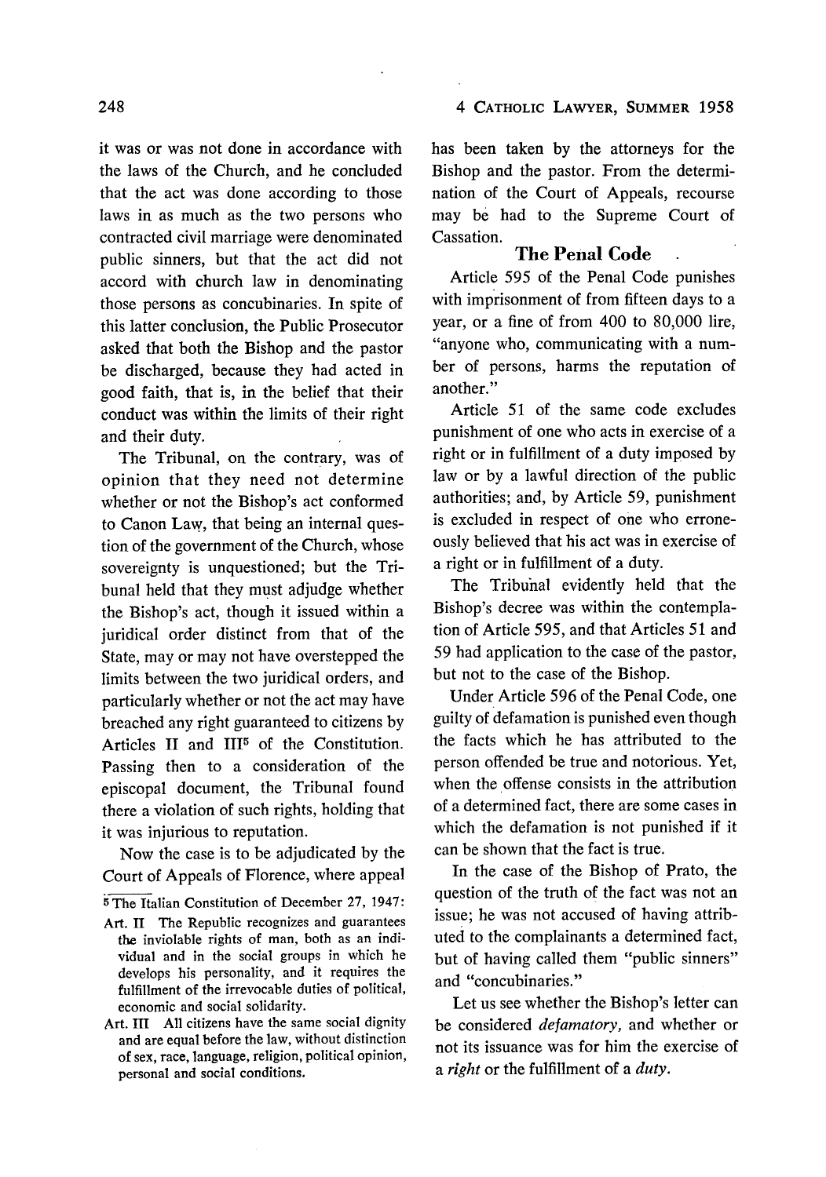it was or was not done in accordance with the laws of the Church, and he concluded that the act was done according to those laws in as much as the two persons who contracted civil marriage were denominated public sinners, but that the act did not accord with church law in denominating those persons as concubinaries. In spite of this latter conclusion, the Public Prosecutor asked that both the Bishop and the pastor be discharged, because they had acted in good faith, that is, in the belief that their conduct was within the limits of their right and their duty.

The Tribunal, on the contrary, was of opinion that they need not determine whether or not the Bishop's act conformed to Canon Law, that being an internal question of the government of the Church, whose sovereignty is unquestioned; but the Tribunal held that they must adjudge whether the Bishop's act, though it issued within a juridical order distinct from that of the State, may or may not have overstepped the limits between the two juridical orders, and particularly whether or not the act may have breached any right guaranteed to citizens by Articles II and III[5] of the Constitution. Passing then to a consideration of the episcopal document, the Tribunal found there a violation of such rights, holding that it was injurious to reputation.

Now the case is to be adjudicated by the Court of Appeals of Florence, where appeal has been taken by the attorneys for the Bishop and the pastor. From the determination of the Court of Appeals, recourse may be had to the Supreme Court of Cassation.

## The Penal Code

Article 595 of the Penal Code punishes with imprisonment of from fifteen days to a year, or a fine of from 400 to 80,000 lire, "anyone who, communicating with a number of persons, harms the reputation of another."

Article 51 of the same code excludes punishment of one who acts in exercise of a right or in fulfillment of a duty imposed by law or by a lawful direction of the public authorities; and, by Article 59, punishment is excluded in respect of one who erroneously believed that his act was in exercise of a right or in fulfillment of a duty.

The Tribunal evidently held that the Bishop's decree was within the contemplation of Article 595, and that Articles 51 and 59 had application to the case of the pastor, but not to the case of the Bishop.

Under Article 596 of the Penal Code, one guilty of defamation is punished even though the facts which he has attributed to the person offended be true and notorious. Yet, when the offense consists in the attribution of a determined fact, there are some cases in which the defamation is not punished if it can be shown that the fact is true.

In the case of the Bishop of Prato, the question of the truth of the fact was not an issue; he was not accused of having attributed to the complainants a determined fact, but of having called them "public sinners" and "concubinaries."

Let us see whether the Bishop's letter can be considered *defamatory*, and whether or not its issuance was for him the exercise of a *right* or the fulfillment of a *duty*.

---

[5] The Italian Constitution of December 27, 1947:

Art. II The Republic recognizes and guarantees the inviolable rights of man, both as an individual and in the social groups in which he develops his personality, and it requires the fulfillment of the irrevocable duties of political, economic and social solidarity.

Art. III All citizens have the same social dignity and are equal before the law, without distinction of sex, race, language, religion, political opinion, personal and social conditions.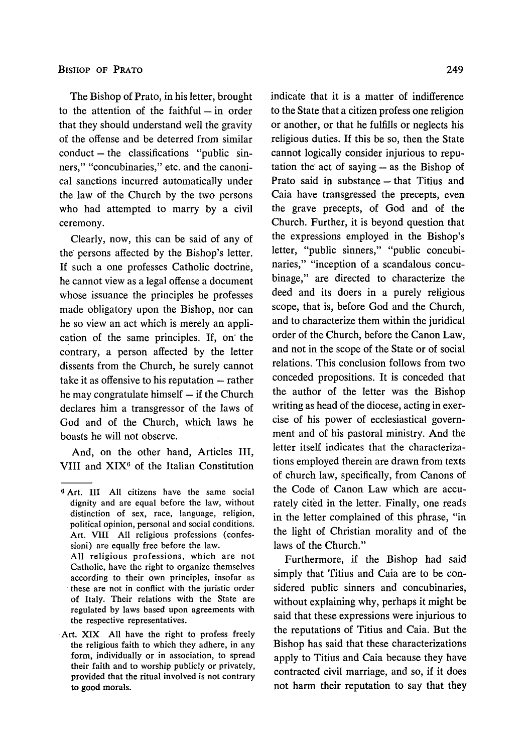The Bishop of Prato, in his letter, brought to the attention of the faithful – in order that they should understand well the gravity of the offense and be deterred from similar conduct – the classifications "public sinners," "concubinaries," etc. and the canonical sanctions incurred automatically under the law of the Church by the two persons who had attempted to marry by a civil ceremony.

Clearly, now, this can be said of any of the persons affected by the Bishop's letter. If such a one professes Catholic doctrine, he cannot view as a legal offense a document whose issuance the principles he professes made obligatory upon the Bishop, nor can he so view an act which is merely an application of the same principles. If, on the contrary, a person affected by the letter dissents from the Church, he surely cannot take it as offensive to his reputation – rather he may congratulate himself – if the Church declares him a transgressor of the laws of God and of the Church, which laws he boasts he will not observe.

And, on the other hand, Articles III, VIII and XIX[6] of the Italian Constitution indicate that it is a matter of indifference to the State that a citizen profess one religion or another, or that he fulfills or neglects his religious duties. If this be so, then the State cannot logically consider injurious to reputation the act of saying – as the Bishop of Prato said in substance – that Titius and Caia have transgressed the precepts, even the grave precepts, of God and of the Church. Further, it is beyond question that the expressions employed in the Bishop's letter, "public sinners," "public concubinaries," "inception of a scandalous concubinage," are directed to characterize the deed and its doers in a purely religious scope, that is, before God and the Church, and to characterize them within the juridical order of the Church, before the Canon Law, and not in the scope of the State or of social relations. This conclusion follows from two conceded propositions. It is conceded that the author of the letter was the Bishop writing as head of the diocese, acting in exercise of his power of ecclesiastical government and of his pastoral ministry. And the letter itself indicates that the characterizations employed therein are drawn from texts of church law, specifically, from Canons of the Code of Canon Law which are accurately cited in the letter. Finally, one reads in the letter complained of this phrase, "in the light of Christian morality and of the laws of the Church."

Furthermore, if the Bishop had said simply that Titius and Caia are to be considered public sinners and concubinaries, without explaining why, perhaps it might be said that these expressions were injurious to the reputations of Titius and Caia. But the Bishop has said that these characterizations apply to Titius and Caia because they have contracted civil marriage, and so, if it does not harm their reputation to say that they

---

[6] Art. III All citizens have the same social dignity and are equal before the law, without distinction of sex, race, language, religion, political opinion, personal and social conditions.

Art. VIII All religious professions (confessioni) are equally free before the law.

All religious professions, which are not Catholic, have the right to organize themselves according to their own principles, insofar as these are not in conflict with the juristic order of Italy. Their relations with the State are regulated by laws based upon agreements with the respective representatives.

Art. XIX All have the right to profess freely the religious faith to which they adhere, in any form, individually or in association, to spread their faith and to worship publicly or privately, provided that the ritual involved is not contrary to good morals.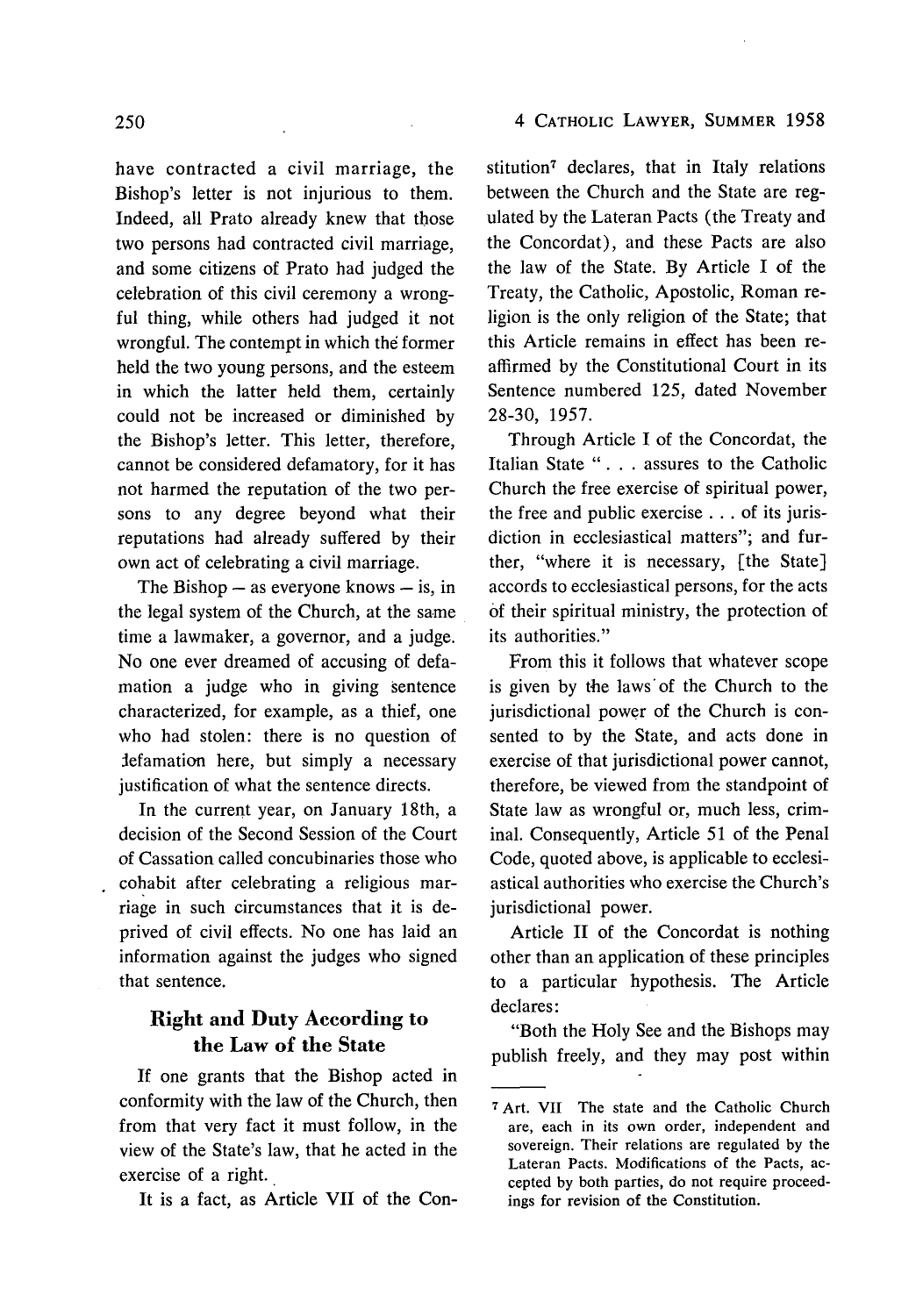have contracted a civil marriage, the Bishop's letter is not injurious to them. Indeed, all Prato already knew that those two persons had contracted civil marriage, and some citizens of Prato had judged the celebration of this civil ceremony a wrongful thing, while others had judged it not wrongful. The contempt in which the former held the two young persons, and the esteem in which the latter held them, certainly could not be increased or diminished by the Bishop's letter. This letter, therefore, cannot be considered defamatory, for it has not harmed the reputation of the two persons to any degree beyond what their reputations had already suffered by their own act of celebrating a civil marriage.

The Bishop – as everyone knows – is, in the legal system of the Church, at the same time a lawmaker, a governor, and a judge. No one ever dreamed of accusing of defamation a judge who in giving sentence characterized, for example, as a thief, one who had stolen: there is no question of defamation here, but simply a necessary justification of what the sentence directs.

In the current year, on January 18th, a decision of the Second Session of the Court of Cassation called concubinaries those who cohabit after celebrating a religious marriage in such circumstances that it is deprived of civil effects. No one has laid an information against the judges who signed that sentence.

## Right and Duty According to the Law of the State

If one grants that the Bishop acted in conformity with the law of the Church, then from that very fact it must follow, in the view of the State's law, that he acted in the exercise of a right.

It is a fact, as Article VII of the Constitution[7] declares, that in Italy relations between the Church and the State are regulated by the Lateran Pacts (the Treaty and the Concordat), and these Pacts are also the law of the State. By Article I of the Treaty, the Catholic, Apostolic, Roman religion is the only religion of the State; that this Article remains in effect has been reaffirmed by the Constitutional Court in its Sentence numbered 125, dated November 28-30, 1957.

Through Article I of the Concordat, the Italian State "... assures to the Catholic Church the free exercise of spiritual power, the free and public exercise ... of its jurisdiction in ecclesiastical matters"; and further, "where it is necessary, [the State] accords to ecclesiastical persons, for the acts of their spiritual ministry, the protection of its authorities."

From this it follows that whatever scope is given by the laws of the Church to the jurisdictional power of the Church is consented to by the State, and acts done in exercise of that jurisdictional power cannot, therefore, be viewed from the standpoint of State law as wrongful or, much less, criminal. Consequently, Article 51 of the Penal Code, quoted above, is applicable to ecclesiastical authorities who exercise the Church's jurisdictional power.

Article II of the Concordat is nothing other than an application of these principles to a particular hypothesis. The Article declares:

"Both the Holy See and the Bishops may publish freely, and they may post within

---

[7] Art. VII The state and the Catholic Church are, each in its own order, independent and sovereign. Their relations are regulated by the Lateran Pacts. Modifications of the Pacts, accepted by both parties, do not require proceedings for revision of the Constitution.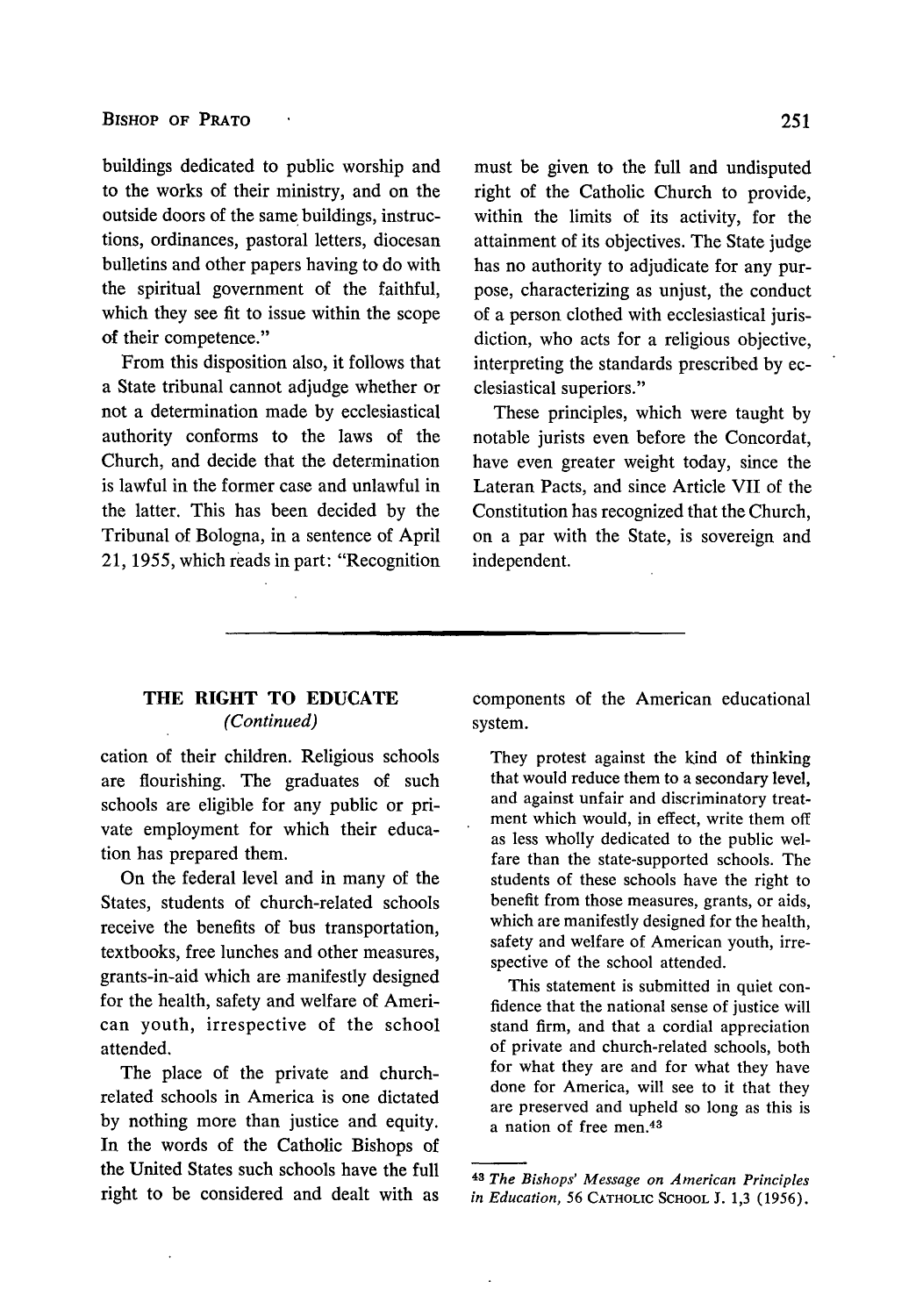buildings dedicated to public worship and to the works of their ministry, and on the outside doors of the same buildings, instructions, ordinances, pastoral letters, diocesan bulletins and other papers having to do with the spiritual government of the faithful, which they see fit to issue within the scope of their competence."

From this disposition also, it follows that a State tribunal cannot adjudge whether or not a determination made by ecclesiastical authority conforms to the laws of the Church, and decide that the determination is lawful in the former case and unlawful in the latter. This has been decided by the Tribunal of Bologna, in a sentence of April 21, 1955, which reads in part: "Recognition must be given to the full and undisputed right of the Catholic Church to provide, within the limits of its activity, for the attainment of its objectives. The State judge has no authority to adjudicate for any purpose, characterizing as unjust, the conduct of a person clothed with ecclesiastical jurisdiction, who acts for a religious objective, interpreting the standards prescribed by ecclesiastical superiors."

These principles, which were taught by notable jurists even before the Concordat, have even greater weight today, since the Lateran Pacts, and since Article VII of the Constitution has recognized that the Church, on a par with the State, is sovereign and independent.

---

## THE RIGHT TO EDUCATE
*(Continued)*

cation of their children. Religious schools are flourishing. The graduates of such schools are eligible for any public or private employment for which their education has prepared them.

On the federal level and in many of the States, students of church-related schools receive the benefits of bus transportation, textbooks, free lunches and other measures, grants-in-aid which are manifestly designed for the health, safety and welfare of American youth, irrespective of the school attended.

The place of the private and church-related schools in America is one dictated by nothing more than justice and equity. In the words of the Catholic Bishops of the United States such schools have the full right to be considered and dealt with as components of the American educational system.

> They protest against the kind of thinking that would reduce them to a secondary level, and against unfair and discriminatory treatment which would, in effect, write them off as less wholly dedicated to the public welfare than the state-supported schools. The students of these schools have the right to benefit from those measures, grants, or aids, which are manifestly designed for the health, safety and welfare of American youth, irrespective of the school attended.
>
> This statement is submitted in quiet confidence that the national sense of justice will stand firm, and that a cordial appreciation of private and church-related schools, both for what they are and for what they have done for America, will see to it that they are preserved and upheld so long as this is a nation of free men.[43]

---

[43] *The Bishops' Message on American Principles in Education*, 56 CATHOLIC SCHOOL J. 1,3 (1956).